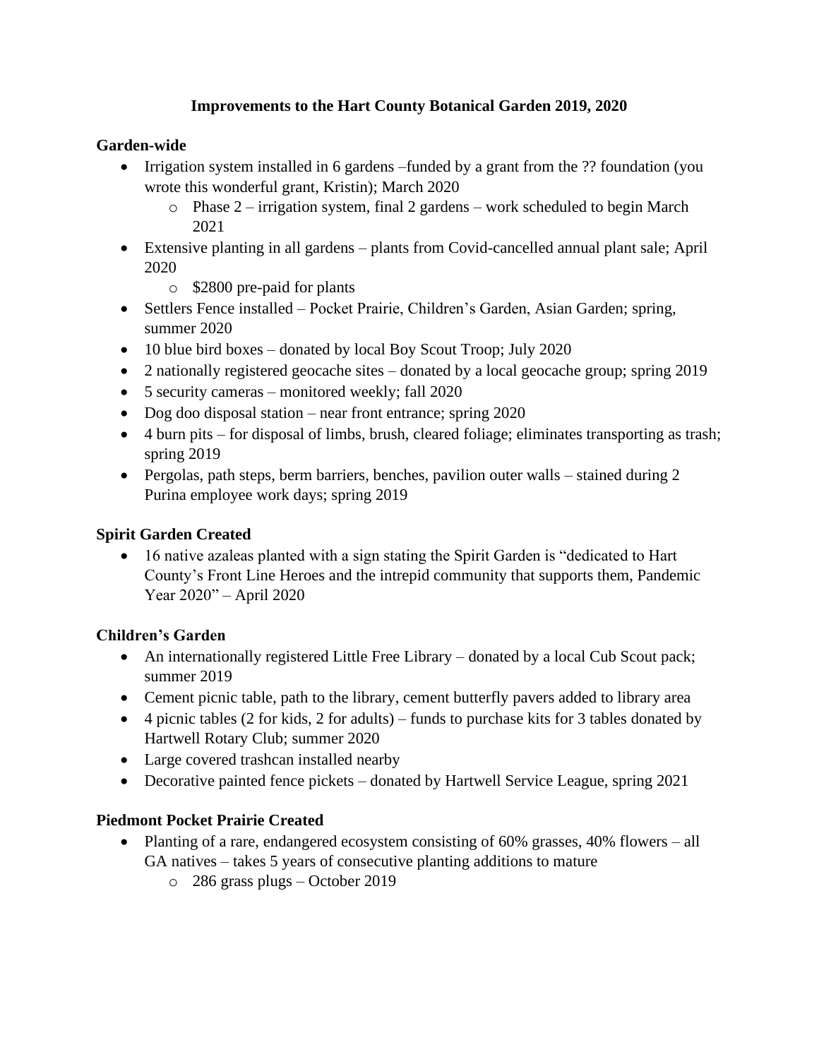# Improvements to the Hart County Botanical Garden 2019, 2020

## Garden-wide

- Irrigation system installed in 6 gardens –funded by a grant from the ?? foundation (you wrote this wonderful grant, Kristin); March 2020
  - Phase 2 – irrigation system, final 2 gardens – work scheduled to begin March 2021
- Extensive planting in all gardens – plants from Covid-cancelled annual plant sale; April 2020
  - $2800 pre-paid for plants
- Settlers Fence installed – Pocket Prairie, Children's Garden, Asian Garden; spring, summer 2020
- 10 blue bird boxes – donated by local Boy Scout Troop; July 2020
- 2 nationally registered geocache sites – donated by a local geocache group; spring 2019
- 5 security cameras – monitored weekly; fall 2020
- Dog doo disposal station – near front entrance; spring 2020
- 4 burn pits – for disposal of limbs, brush, cleared foliage; eliminates transporting as trash; spring 2019
- Pergolas, path steps, berm barriers, benches, pavilion outer walls – stained during 2 Purina employee work days; spring 2019

## Spirit Garden Created

- 16 native azaleas planted with a sign stating the Spirit Garden is "dedicated to Hart County's Front Line Heroes and the intrepid community that supports them, Pandemic Year 2020" – April 2020

## Children's Garden

- An internationally registered Little Free Library – donated by a local Cub Scout pack; summer 2019
- Cement picnic table, path to the library, cement butterfly pavers added to library area
- 4 picnic tables (2 for kids, 2 for adults) – funds to purchase kits for 3 tables donated by Hartwell Rotary Club; summer 2020
- Large covered trashcan installed nearby
- Decorative painted fence pickets – donated by Hartwell Service League, spring 2021

## Piedmont Pocket Prairie Created

- Planting of a rare, endangered ecosystem consisting of 60% grasses, 40% flowers – all GA natives – takes 5 years of consecutive planting additions to mature
  - 286 grass plugs – October 2019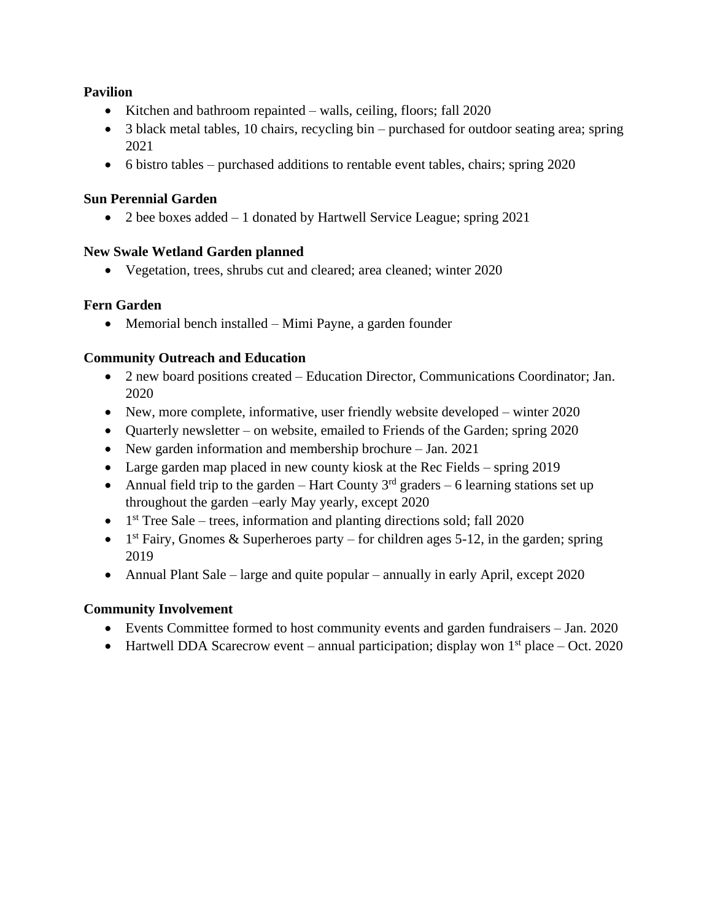**Pavilion**

- Kitchen and bathroom repainted – walls, ceiling, floors; fall 2020
- 3 black metal tables, 10 chairs, recycling bin – purchased for outdoor seating area; spring 2021
- 6 bistro tables – purchased additions to rentable event tables, chairs; spring 2020

**Sun Perennial Garden**

- 2 bee boxes added – 1 donated by Hartwell Service League; spring 2021

**New Swale Wetland Garden planned**

- Vegetation, trees, shrubs cut and cleared; area cleaned; winter 2020

**Fern Garden**

- Memorial bench installed – Mimi Payne, a garden founder

**Community Outreach and Education**

- 2 new board positions created – Education Director, Communications Coordinator; Jan. 2020
- New, more complete, informative, user friendly website developed – winter 2020
- Quarterly newsletter – on website, emailed to Friends of the Garden; spring 2020
- New garden information and membership brochure – Jan. 2021
- Large garden map placed in new county kiosk at the Rec Fields – spring 2019
- Annual field trip to the garden – Hart County 3rd graders – 6 learning stations set up throughout the garden –early May yearly, except 2020
- 1st Tree Sale – trees, information and planting directions sold; fall 2020
- 1st Fairy, Gnomes & Superheroes party – for children ages 5-12, in the garden; spring 2019
- Annual Plant Sale – large and quite popular – annually in early April, except 2020

**Community Involvement**

- Events Committee formed to host community events and garden fundraisers – Jan. 2020
- Hartwell DDA Scarecrow event – annual participation; display won 1st place – Oct. 2020